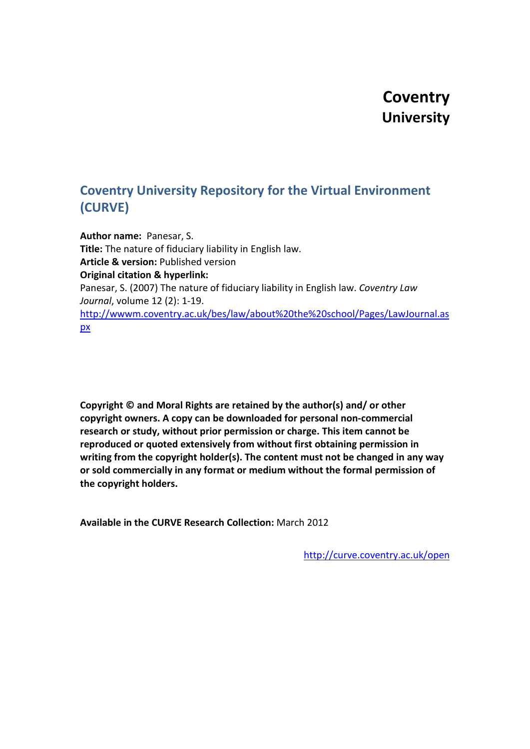**Coventry University**

## Coventry University Repository for the Virtual Environment (CURVE)

**Author name:** Panesar, S.
**Title:** The nature of fiduciary liability in English law.
**Article & version:** Published version
**Original citation & hyperlink:**
Panesar, S. (2007) The nature of fiduciary liability in English law. *Coventry Law Journal*, volume 12 (2): 1-19.
[http://wwwm.coventry.ac.uk/bes/law/about%20the%20school/Pages/LawJournal.aspx](http://wwwm.coventry.ac.uk/bes/law/about%20the%20school/Pages/LawJournal.aspx)

**Copyright © and Moral Rights are retained by the author(s) and/ or other copyright owners. A copy can be downloaded for personal non-commercial research or study, without prior permission or charge. This item cannot be reproduced or quoted extensively from without first obtaining permission in writing from the copyright holder(s). The content must not be changed in any way or sold commercially in any format or medium without the formal permission of the copyright holders.**

**Available in the CURVE Research Collection:** March 2012

[http://curve.coventry.ac.uk/open](http://curve.coventry.ac.uk/open)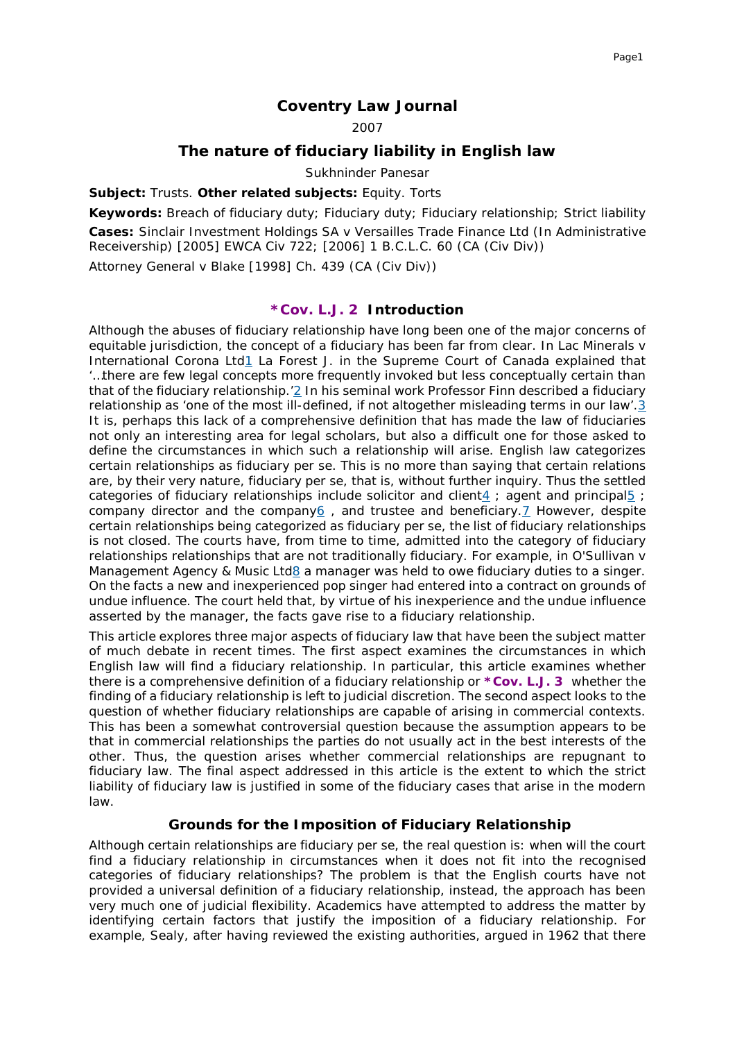# Coventry Law Journal

2007

## The nature of fiduciary liability in English law

Sukhninder Panesar

**Subject:** Trusts. **Other related subjects:** Equity. Torts

**Keywords:** Breach of fiduciary duty; Fiduciary duty; Fiduciary relationship; Strict liability

**Cases:** Sinclair Investment Holdings SA v Versailles Trade Finance Ltd (In Administrative Receivership) [2005] EWCA Civ 722; [2006] 1 B.C.L.C. 60 (CA (Civ Div))

Attorney General v Blake [1998] Ch. 439 (CA (Civ Div))

### *Cov. L.J. 2 Introduction

Although the abuses of fiduciary relationship have long been one of the major concerns of equitable jurisdiction, the concept of a fiduciary has been far from clear. In Lac Minerals v International Corona Ltd[1] La Forest J. in the Supreme Court of Canada explained that '...there are few legal concepts more frequently invoked but less conceptually certain than that of the fiduciary relationship.'[2] In his seminal work Professor Finn described a fiduciary relationship as 'one of the most ill-defined, if not altogether misleading terms in our law'.[3] It is, perhaps this lack of a comprehensive definition that has made the law of fiduciaries not only an interesting area for legal scholars, but also a difficult one for those asked to define the circumstances in which such a relationship will arise. English law categorizes certain relationships as fiduciary per se. This is no more than saying that certain relations are, by their very nature, fiduciary per se, that is, without further inquiry. Thus the settled categories of fiduciary relationships include solicitor and client[4] ; agent and principal[5] ; company director and the company[6] , and trustee and beneficiary.[7] However, despite certain relationships being categorized as fiduciary per se, the list of fiduciary relationships is not closed. The courts have, from time to time, admitted into the category of fiduciary relationships relationships that are not traditionally fiduciary. For example, in O'Sullivan v Management Agency & Music Ltd[8] a manager was held to owe fiduciary duties to a singer. On the facts a new and inexperienced pop singer had entered into a contract on grounds of undue influence. The court held that, by virtue of his inexperience and the undue influence asserted by the manager, the facts gave rise to a fiduciary relationship.

This article explores three major aspects of fiduciary law that have been the subject matter of much debate in recent times. The first aspect examines the circumstances in which English law will find a fiduciary relationship. In particular, this article examines whether there is a comprehensive definition of a fiduciary relationship or *Cov. L.J. 3 whether the finding of a fiduciary relationship is left to judicial discretion. The second aspect looks to the question of whether fiduciary relationships are capable of arising in commercial contexts. This has been a somewhat controversial question because the assumption appears to be that in commercial relationships the parties do not usually act in the best interests of the other. Thus, the question arises whether commercial relationships are repugnant to fiduciary law. The final aspect addressed in this article is the extent to which the strict liability of fiduciary law is justified in some of the fiduciary cases that arise in the modern law.

### Grounds for the Imposition of Fiduciary Relationship

Although certain relationships are fiduciary per se, the real question is: when will the court find a fiduciary relationship in circumstances when it does not fit into the recognised categories of fiduciary relationships? The problem is that the English courts have not provided a universal definition of a fiduciary relationship, instead, the approach has been very much one of judicial flexibility. Academics have attempted to address the matter by identifying certain factors that justify the imposition of a fiduciary relationship. For example, Sealy, after having reviewed the existing authorities, argued in 1962 that there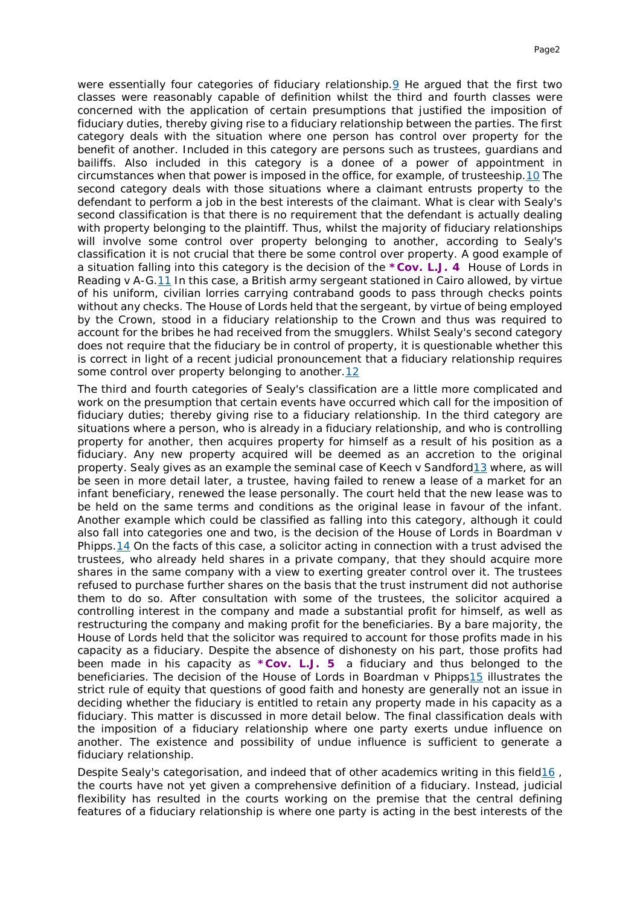were essentially four categories of fiduciary relationship.[9] He argued that the first two classes were reasonably capable of definition whilst the third and fourth classes were concerned with the application of certain presumptions that justified the imposition of fiduciary duties, thereby giving rise to a fiduciary relationship between the parties. The first category deals with the situation where one person has control over property for the benefit of another. Included in this category are persons such as trustees, guardians and bailiffs. Also included in this category is a donee of a power of appointment in circumstances when that power is imposed in the office, for example, of trusteeship.[10] The second category deals with those situations where a claimant entrusts property to the defendant to perform a job in the best interests of the claimant. What is clear with Sealy's second classification is that there is no requirement that the defendant is actually dealing with property belonging to the plaintiff. Thus, whilst the majority of fiduciary relationships will involve some control over property belonging to another, according to Sealy's classification it is not crucial that there be some control over property. A good example of a situation falling into this category is the decision of the **\*Cov. L.J. 4** House of Lords in Reading v A-G.[11] In this case, a British army sergeant stationed in Cairo allowed, by virtue of his uniform, civilian lorries carrying contraband goods to pass through checks points without any checks. The House of Lords held that the sergeant, by virtue of being employed by the Crown, stood in a fiduciary relationship to the Crown and thus was required to account for the bribes he had received from the smugglers. Whilst Sealy's second category does not require that the fiduciary be in control of property, it is questionable whether this is correct in light of a recent judicial pronouncement that a fiduciary relationship requires some control over property belonging to another.[12]

The third and fourth categories of Sealy's classification are a little more complicated and work on the presumption that certain events have occurred which call for the imposition of fiduciary duties; thereby giving rise to a fiduciary relationship. In the third category are situations where a person, who is already in a fiduciary relationship, and who is controlling property for another, then acquires property for himself as a result of his position as a fiduciary. Any new property acquired will be deemed as an accretion to the original property. Sealy gives as an example the seminal case of Keech v Sandford[13] where, as will be seen in more detail later, a trustee, having failed to renew a lease of a market for an infant beneficiary, renewed the lease personally. The court held that the new lease was to be held on the same terms and conditions as the original lease in favour of the infant. Another example which could be classified as falling into this category, although it could also fall into categories one and two, is the decision of the House of Lords in Boardman v Phipps.[14] On the facts of this case, a solicitor acting in connection with a trust advised the trustees, who already held shares in a private company, that they should acquire more shares in the same company with a view to exerting greater control over it. The trustees refused to purchase further shares on the basis that the trust instrument did not authorise them to do so. After consultation with some of the trustees, the solicitor acquired a controlling interest in the company and made a substantial profit for himself, as well as restructuring the company and making profit for the beneficiaries. By a bare majority, the House of Lords held that the solicitor was required to account for those profits made in his capacity as a fiduciary. Despite the absence of dishonesty on his part, those profits had been made in his capacity as **\*Cov. L.J. 5** a fiduciary and thus belonged to the beneficiaries. The decision of the House of Lords in Boardman v Phipps[15] illustrates the strict rule of equity that questions of good faith and honesty are generally not an issue in deciding whether the fiduciary is entitled to retain any property made in his capacity as a fiduciary. This matter is discussed in more detail below. The final classification deals with the imposition of a fiduciary relationship where one party exerts undue influence on another. The existence and possibility of undue influence is sufficient to generate a fiduciary relationship.

Despite Sealy's categorisation, and indeed that of other academics writing in this field[16], the courts have not yet given a comprehensive definition of a fiduciary. Instead, judicial flexibility has resulted in the courts working on the premise that the central defining features of a fiduciary relationship is where one party is acting in the best interests of the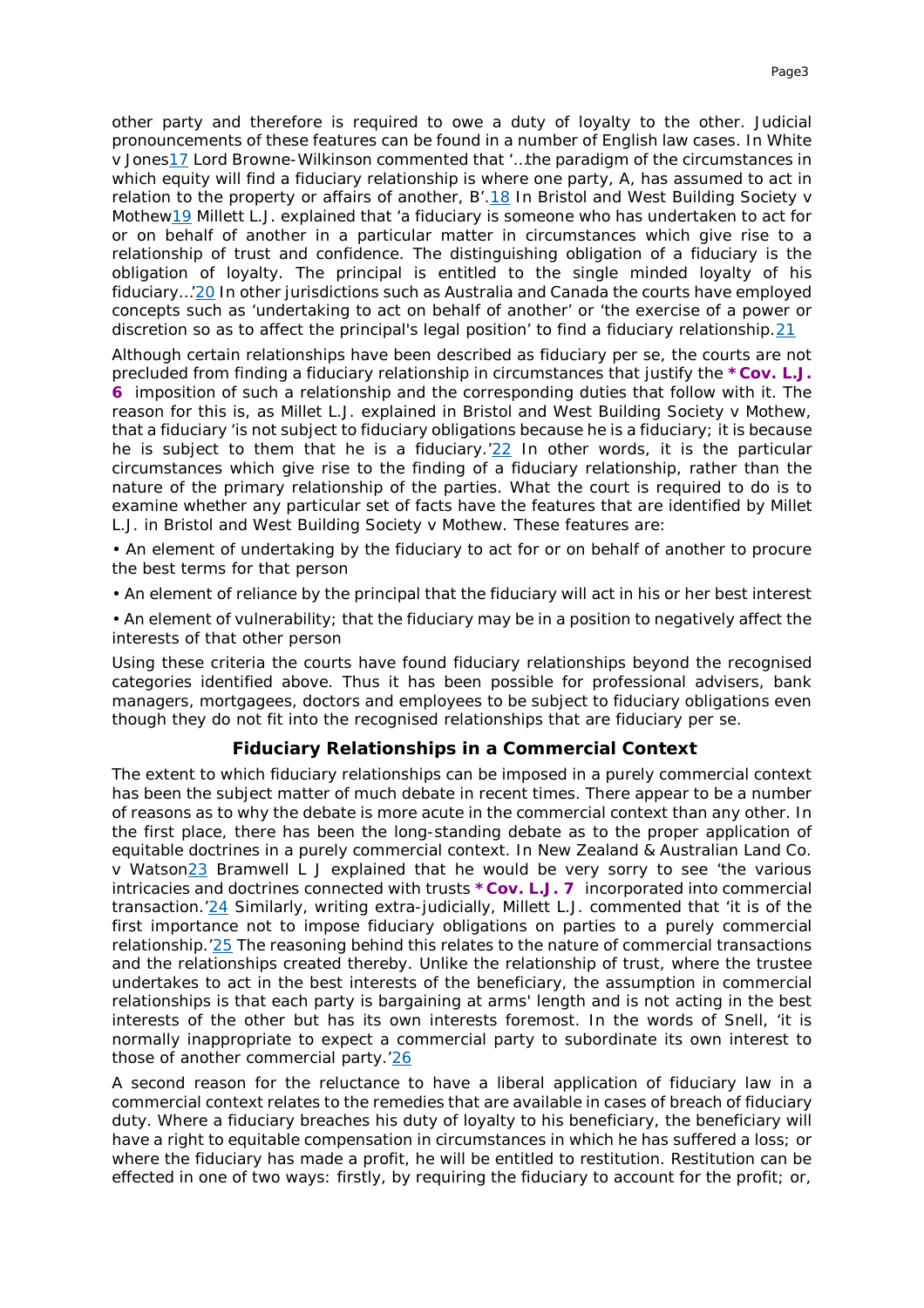other party and therefore is required to owe a duty of loyalty to the other. Judicial pronouncements of these features can be found in a number of English law cases. In White v Jones[17] Lord Browne-Wilkinson commented that '...the paradigm of the circumstances in which equity will find a fiduciary relationship is where one party, A, has assumed to act in relation to the property or affairs of another, B'.[18] In Bristol and West Building Society v Mothew[19] Millett L.J. explained that 'a fiduciary is someone who has undertaken to act for or on behalf of another in a particular matter in circumstances which give rise to a relationship of trust and confidence. The distinguishing obligation of a fiduciary is the obligation of loyalty. The principal is entitled to the single minded loyalty of his fiduciary...'[20] In other jurisdictions such as Australia and Canada the courts have employed concepts such as 'undertaking to act on behalf of another' or 'the exercise of a power or discretion so as to affect the principal's legal position' to find a fiduciary relationship.[21]

Although certain relationships have been described as fiduciary per se, the courts are not precluded from finding a fiduciary relationship in circumstances that justify the **\*Cov. L.J. 6** imposition of such a relationship and the corresponding duties that follow with it. The reason for this is, as Millet L.J. explained in Bristol and West Building Society v Mothew, that a fiduciary 'is not subject to fiduciary obligations because he is a fiduciary; it is because he is subject to them that he is a fiduciary.'[22] In other words, it is the particular circumstances which give rise to the finding of a fiduciary relationship, rather than the nature of the primary relationship of the parties. What the court is required to do is to examine whether any particular set of facts have the features that are identified by Millet L.J. in Bristol and West Building Society v Mothew. These features are:

- An element of undertaking by the fiduciary to act for or on behalf of another to procure the best terms for that person
- An element of reliance by the principal that the fiduciary will act in his or her best interest
- An element of vulnerability; that the fiduciary may be in a position to negatively affect the interests of that other person

Using these criteria the courts have found fiduciary relationships beyond the recognised categories identified above. Thus it has been possible for professional advisers, bank managers, mortgagees, doctors and employees to be subject to fiduciary obligations even though they do not fit into the recognised relationships that are fiduciary per se.

## Fiduciary Relationships in a Commercial Context

The extent to which fiduciary relationships can be imposed in a purely commercial context has been the subject matter of much debate in recent times. There appear to be a number of reasons as to why the debate is more acute in the commercial context than any other. In the first place, there has been the long-standing debate as to the proper application of equitable doctrines in a purely commercial context. In New Zealand & Australian Land Co. v Watson[23] Bramwell L J explained that he would be very sorry to see 'the various intricacies and doctrines connected with trusts **\*Cov. L.J. 7** incorporated into commercial transaction.'[24] Similarly, writing extra-judicially, Millett L.J. commented that 'it is of the first importance not to impose fiduciary obligations on parties to a purely commercial relationship.'[25] The reasoning behind this relates to the nature of commercial transactions and the relationships created thereby. Unlike the relationship of trust, where the trustee undertakes to act in the best interests of the beneficiary, the assumption in commercial relationships is that each party is bargaining at arms' length and is not acting in the best interests of the other but has its own interests foremost. In the words of Snell, 'it is normally inappropriate to expect a commercial party to subordinate its own interest to those of another commercial party.'[26]

A second reason for the reluctance to have a liberal application of fiduciary law in a commercial context relates to the remedies that are available in cases of breach of fiduciary duty. Where a fiduciary breaches his duty of loyalty to his beneficiary, the beneficiary will have a right to equitable compensation in circumstances in which he has suffered a loss; or where the fiduciary has made a profit, he will be entitled to restitution. Restitution can be effected in one of two ways: firstly, by requiring the fiduciary to account for the profit; or,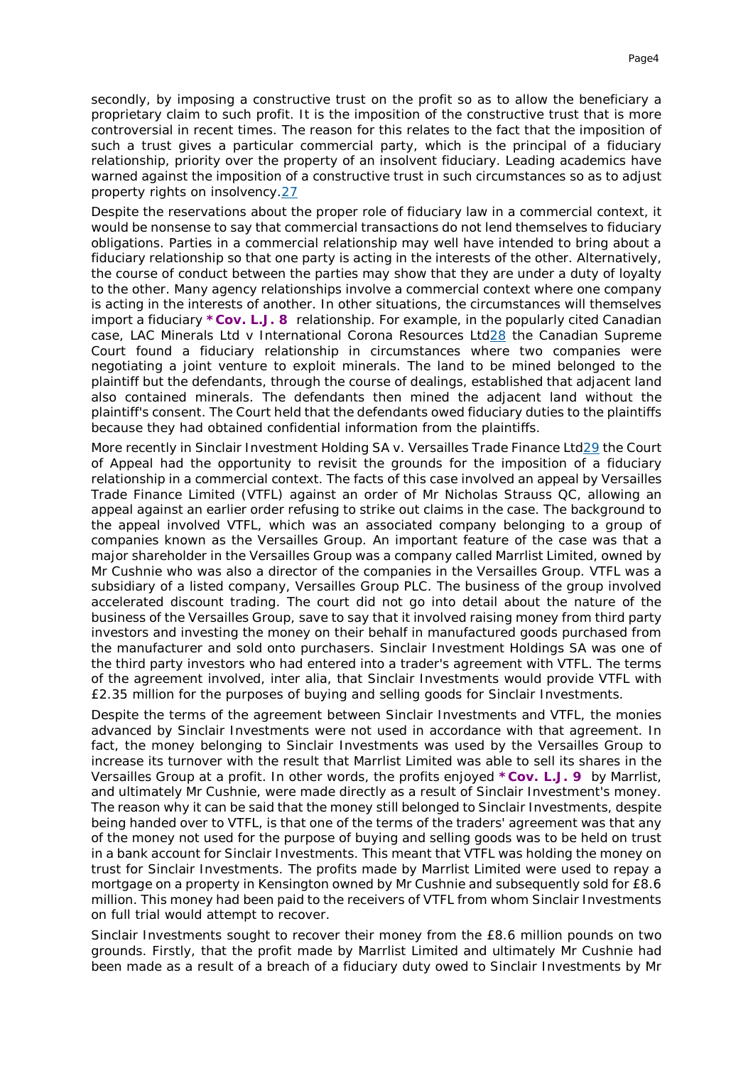secondly, by imposing a constructive trust on the profit so as to allow the beneficiary a proprietary claim to such profit. It is the imposition of the constructive trust that is more controversial in recent times. The reason for this relates to the fact that the imposition of such a trust gives a particular commercial party, which is the principal of a fiduciary relationship, priority over the property of an insolvent fiduciary. Leading academics have warned against the imposition of a constructive trust in such circumstances so as to adjust property rights on insolvency.[27]

Despite the reservations about the proper role of fiduciary law in a commercial context, it would be nonsense to say that commercial transactions do not lend themselves to fiduciary obligations. Parties in a commercial relationship may well have intended to bring about a fiduciary relationship so that one party is acting in the interests of the other. Alternatively, the course of conduct between the parties may show that they are under a duty of loyalty to the other. Many agency relationships involve a commercial context where one company is acting in the interests of another. In other situations, the circumstances will themselves import a fiduciary **\*Cov. L.J. 8** relationship. For example, in the popularly cited Canadian case, *LAC Minerals Ltd v International Corona Resources Ltd*[28] the Canadian Supreme Court found a fiduciary relationship in circumstances where two companies were negotiating a joint venture to exploit minerals. The land to be mined belonged to the plaintiff but the defendants, through the course of dealings, established that adjacent land also contained minerals. The defendants then mined the adjacent land without the plaintiff's consent. The Court held that the defendants owed fiduciary duties to the plaintiffs because they had obtained confidential information from the plaintiffs.

More recently in *Sinclair Investment Holding SA v. Versailles Trade Finance Ltd*[29] the Court of Appeal had the opportunity to revisit the grounds for the imposition of a fiduciary relationship in a commercial context. The facts of this case involved an appeal by Versailles Trade Finance Limited (VTFL) against an order of Mr Nicholas Strauss QC, allowing an appeal against an earlier order refusing to strike out claims in the case. The background to the appeal involved VTFL, which was an associated company belonging to a group of companies known as the Versailles Group. An important feature of the case was that a major shareholder in the Versailles Group was a company called Marrlist Limited, owned by Mr Cushnie who was also a director of the companies in the Versailles Group. VTFL was a subsidiary of a listed company, Versailles Group PLC. The business of the group involved accelerated discount trading. The court did not go into detail about the nature of the business of the Versailles Group, save to say that it involved raising money from third party investors and investing the money on their behalf in manufactured goods purchased from the manufacturer and sold onto purchasers. Sinclair Investment Holdings SA was one of the third party investors who had entered into a trader's agreement with VTFL. The terms of the agreement involved, inter alia, that Sinclair Investments would provide VTFL with £2.35 million for the purposes of buying and selling goods for Sinclair Investments.

Despite the terms of the agreement between Sinclair Investments and VTFL, the monies advanced by Sinclair Investments were not used in accordance with that agreement. In fact, the money belonging to Sinclair Investments was used by the Versailles Group to increase its turnover with the result that Marrlist Limited was able to sell its shares in the Versailles Group at a profit. In other words, the profits enjoyed **\*Cov. L.J. 9** by Marrlist, and ultimately Mr Cushnie, were made directly as a result of Sinclair Investment's money. The reason why it can be said that the money still belonged to Sinclair Investments, despite being handed over to VTFL, is that one of the terms of the traders' agreement was that any of the money not used for the purpose of buying and selling goods was to be held on trust in a bank account for Sinclair Investments. This meant that VTFL was holding the money on trust for Sinclair Investments. The profits made by Marrlist Limited were used to repay a mortgage on a property in Kensington owned by Mr Cushnie and subsequently sold for £8.6 million. This money had been paid to the receivers of VTFL from whom Sinclair Investments on full trial would attempt to recover.

Sinclair Investments sought to recover their money from the £8.6 million pounds on two grounds. Firstly, that the profit made by Marrlist Limited and ultimately Mr Cushnie had been made as a result of a breach of a fiduciary duty owed to Sinclair Investments by Mr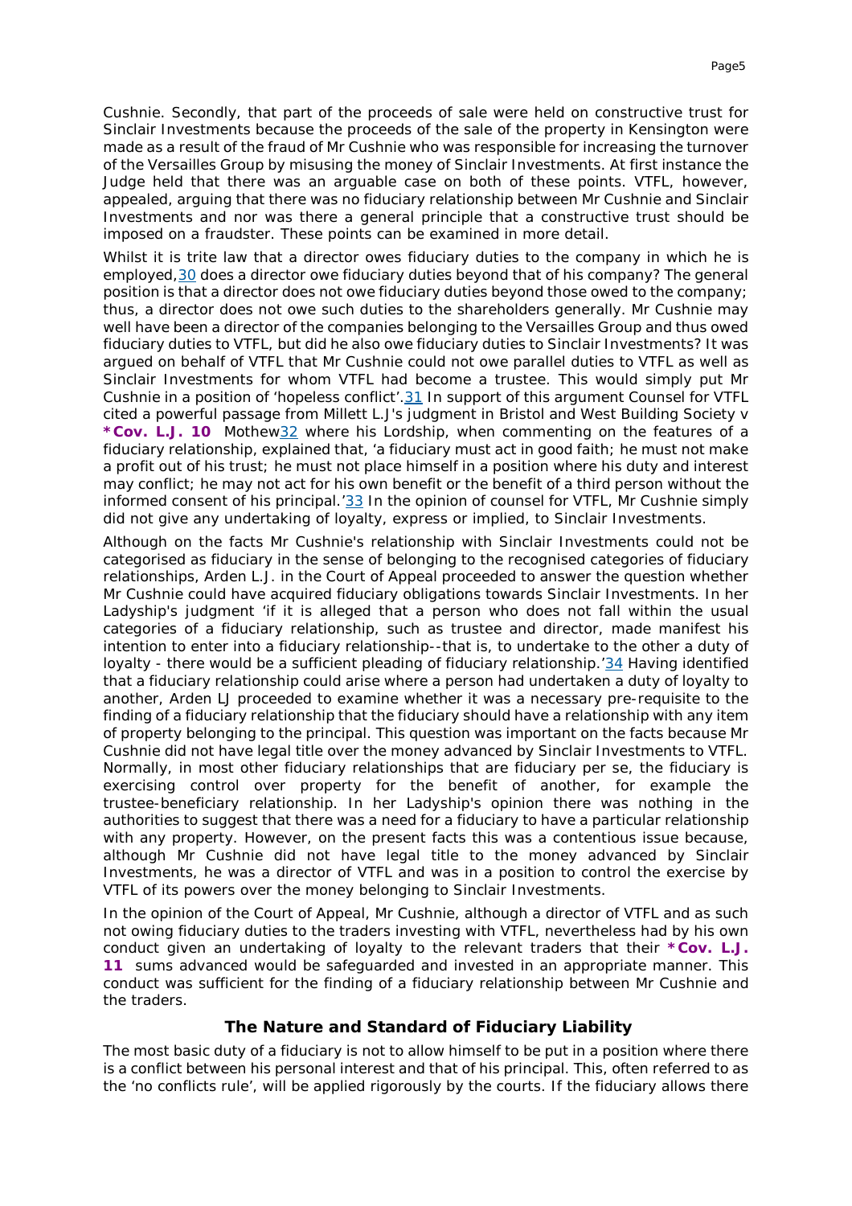Cushnie. Secondly, that part of the proceeds of sale were held on constructive trust for Sinclair Investments because the proceeds of the sale of the property in Kensington were made as a result of the fraud of Mr Cushnie who was responsible for increasing the turnover of the Versailles Group by misusing the money of Sinclair Investments. At first instance the Judge held that there was an arguable case on both of these points. VTFL, however, appealed, arguing that there was no fiduciary relationship between Mr Cushnie and Sinclair Investments and nor was there a general principle that a constructive trust should be imposed on a fraudster. These points can be examined in more detail.

Whilst it is trite law that a director owes fiduciary duties to the company in which he is employed,[30] does a director owe fiduciary duties beyond that of his company? The general position is that a director does not owe fiduciary duties beyond those owed to the company; thus, a director does not owe such duties to the shareholders generally. Mr Cushnie may well have been a director of the companies belonging to the Versailles Group and thus owed fiduciary duties to VTFL, but did he also owe fiduciary duties to Sinclair Investments? It was argued on behalf of VTFL that Mr Cushnie could not owe parallel duties to VTFL as well as Sinclair Investments for whom VTFL had become a trustee. This would simply put Mr Cushnie in a position of 'hopeless conflict'.[31] In support of this argument Counsel for VTFL cited a powerful passage from Millett L.J's judgment in Bristol and West Building Society v **\*Cov. L.J. 10** Mothew[32] where his Lordship, when commenting on the features of a fiduciary relationship, explained that, 'a fiduciary must act in good faith; he must not make a profit out of his trust; he must not place himself in a position where his duty and interest may conflict; he may not act for his own benefit or the benefit of a third person without the informed consent of his principal.'[33] In the opinion of counsel for VTFL, Mr Cushnie simply did not give any undertaking of loyalty, express or implied, to Sinclair Investments.

Although on the facts Mr Cushnie's relationship with Sinclair Investments could not be categorised as fiduciary in the sense of belonging to the recognised categories of fiduciary relationships, Arden L.J. in the Court of Appeal proceeded to answer the question whether Mr Cushnie could have acquired fiduciary obligations towards Sinclair Investments. In her Ladyship's judgment 'if it is alleged that a person who does not fall within the usual categories of a fiduciary relationship, such as trustee and director, made manifest his intention to enter into a fiduciary relationship--that is, to undertake to the other a duty of loyalty - there would be a sufficient pleading of fiduciary relationship.'[34] Having identified that a fiduciary relationship could arise where a person had undertaken a duty of loyalty to another, Arden LJ proceeded to examine whether it was a necessary pre-requisite to the finding of a fiduciary relationship that the fiduciary should have a relationship with any item of property belonging to the principal. This question was important on the facts because Mr Cushnie did not have legal title over the money advanced by Sinclair Investments to VTFL. Normally, in most other fiduciary relationships that are fiduciary per se, the fiduciary is exercising control over property for the benefit of another, for example the trustee-beneficiary relationship. In her Ladyship's opinion there was nothing in the authorities to suggest that there was a need for a fiduciary to have a particular relationship with any property. However, on the present facts this was a contentious issue because, although Mr Cushnie did not have legal title to the money advanced by Sinclair Investments, he was a director of VTFL and was in a position to control the exercise by VTFL of its powers over the money belonging to Sinclair Investments.

In the opinion of the Court of Appeal, Mr Cushnie, although a director of VTFL and as such not owing fiduciary duties to the traders investing with VTFL, nevertheless had by his own conduct given an undertaking of loyalty to the relevant traders that their **\*Cov. L.J. 11** sums advanced would be safeguarded and invested in an appropriate manner. This conduct was sufficient for the finding of a fiduciary relationship between Mr Cushnie and the traders.

## The Nature and Standard of Fiduciary Liability

The most basic duty of a fiduciary is not to allow himself to be put in a position where there is a conflict between his personal interest and that of his principal. This, often referred to as the 'no conflicts rule', will be applied rigorously by the courts. If the fiduciary allows there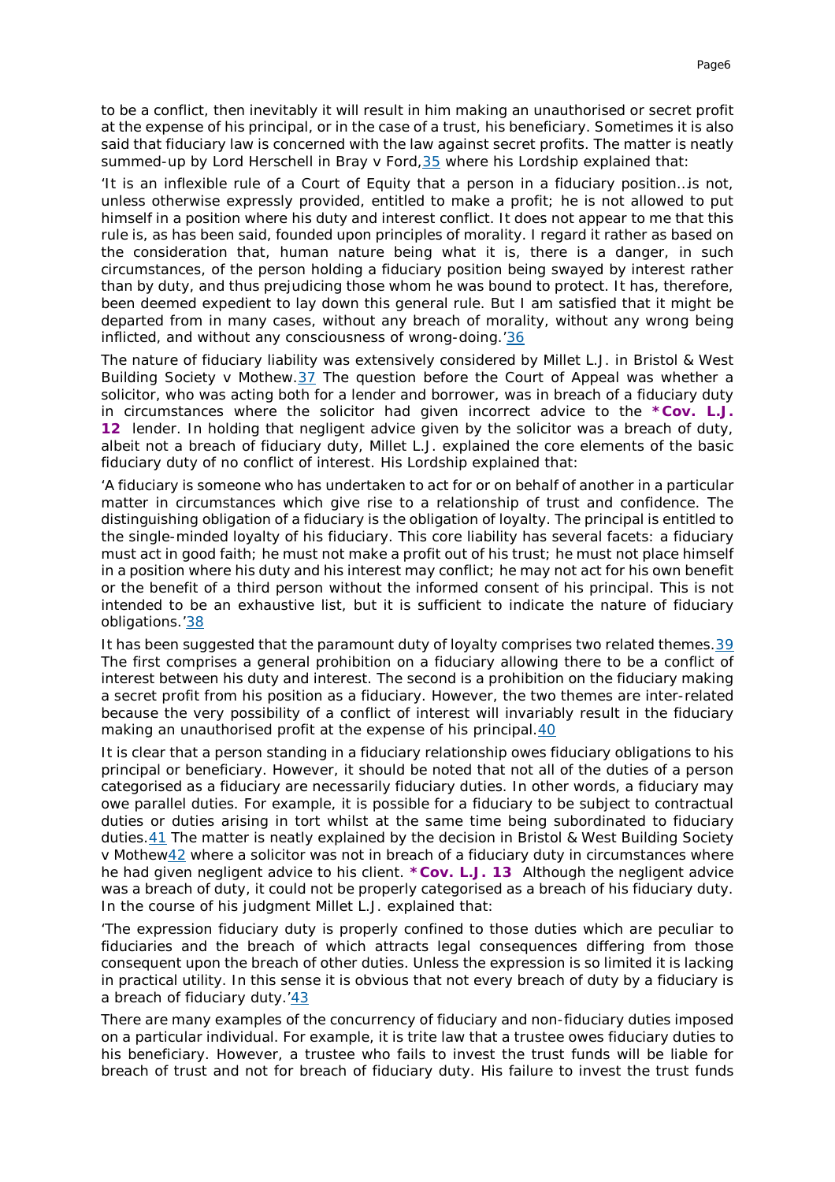to be a conflict, then inevitably it will result in him making an unauthorised or secret profit at the expense of his principal, or in the case of a trust, his beneficiary. Sometimes it is also said that fiduciary law is concerned with the law against secret profits. The matter is neatly summed-up by Lord Herschell in Bray v Ford,[35] where his Lordship explained that:

'It is an inflexible rule of a Court of Equity that a person in a fiduciary position...is not, unless otherwise expressly provided, entitled to make a profit; he is not allowed to put himself in a position where his duty and interest conflict. It does not appear to me that this rule is, as has been said, founded upon principles of morality. I regard it rather as based on the consideration that, human nature being what it is, there is a danger, in such circumstances, of the person holding a fiduciary position being swayed by interest rather than by duty, and thus prejudicing those whom he was bound to protect. It has, therefore, been deemed expedient to lay down this general rule. But I am satisfied that it might be departed from in many cases, without any breach of morality, without any wrong being inflicted, and without any consciousness of wrong-doing.'[36]

The nature of fiduciary liability was extensively considered by Millet L.J. in Bristol & West Building Society v Mothew.[37] The question before the Court of Appeal was whether a solicitor, who was acting both for a lender and borrower, was in breach of a fiduciary duty in circumstances where the solicitor had given incorrect advice to the **\*Cov. L.J. 12** lender. In holding that negligent advice given by the solicitor was a breach of duty, albeit not a breach of fiduciary duty, Millet L.J. explained the core elements of the basic fiduciary duty of no conflict of interest. His Lordship explained that:

'A fiduciary is someone who has undertaken to act for or on behalf of another in a particular matter in circumstances which give rise to a relationship of trust and confidence. The distinguishing obligation of a fiduciary is the obligation of loyalty. The principal is entitled to the single-minded loyalty of his fiduciary. This core liability has several facets: a fiduciary must act in good faith; he must not make a profit out of his trust; he must not place himself in a position where his duty and his interest may conflict; he may not act for his own benefit or the benefit of a third person without the informed consent of his principal. This is not intended to be an exhaustive list, but it is sufficient to indicate the nature of fiduciary obligations.'[38]

It has been suggested that the paramount duty of loyalty comprises two related themes.[39] The first comprises a general prohibition on a fiduciary allowing there to be a conflict of interest between his duty and interest. The second is a prohibition on the fiduciary making a secret profit from his position as a fiduciary. However, the two themes are inter-related because the very possibility of a conflict of interest will invariably result in the fiduciary making an unauthorised profit at the expense of his principal.[40]

It is clear that a person standing in a fiduciary relationship owes fiduciary obligations to his principal or beneficiary. However, it should be noted that not all of the duties of a person categorised as a fiduciary are necessarily fiduciary duties. In other words, a fiduciary may owe parallel duties. For example, it is possible for a fiduciary to be subject to contractual duties or duties arising in tort whilst at the same time being subordinated to fiduciary duties.[41] The matter is neatly explained by the decision in Bristol & West Building Society v Mothew[42] where a solicitor was not in breach of a fiduciary duty in circumstances where he had given negligent advice to his client. **\*Cov. L.J. 13** Although the negligent advice was a breach of duty, it could not be properly categorised as a breach of his fiduciary duty. In the course of his judgment Millet L.J. explained that:

'The expression fiduciary duty is properly confined to those duties which are peculiar to fiduciaries and the breach of which attracts legal consequences differing from those consequent upon the breach of other duties. Unless the expression is so limited it is lacking in practical utility. In this sense it is obvious that not every breach of duty by a fiduciary is a breach of fiduciary duty.'[43]

There are many examples of the concurrency of fiduciary and non-fiduciary duties imposed on a particular individual. For example, it is trite law that a trustee owes fiduciary duties to his beneficiary. However, a trustee who fails to invest the trust funds will be liable for breach of trust and not for breach of fiduciary duty. His failure to invest the trust funds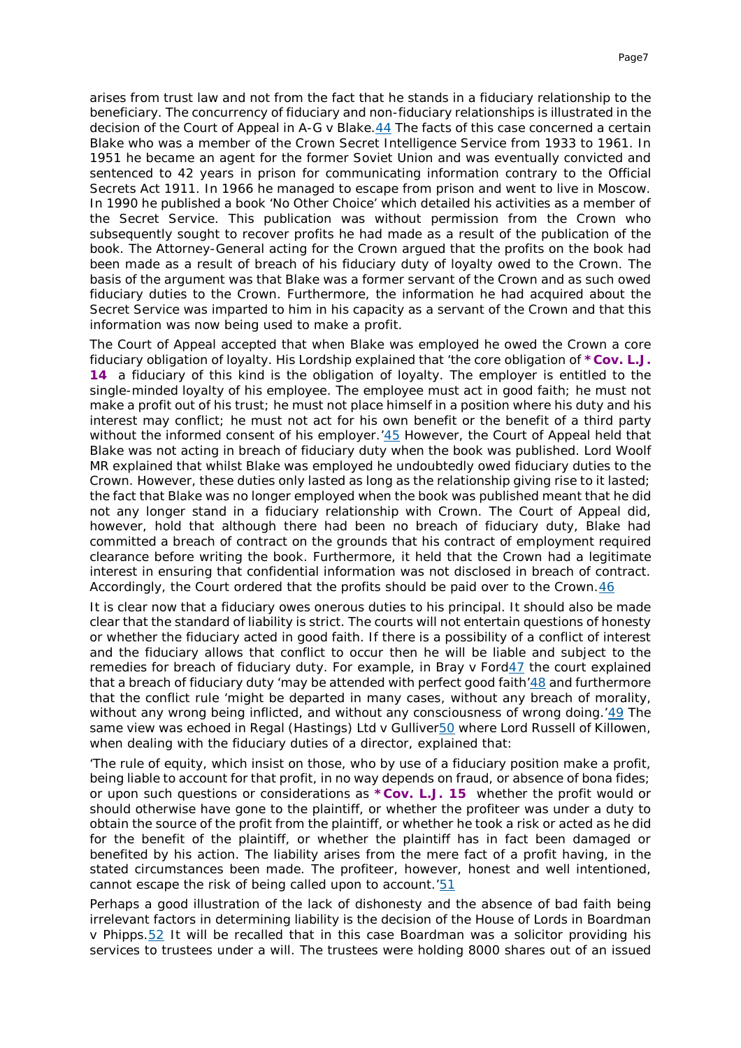arises from trust law and not from the fact that he stands in a fiduciary relationship to the beneficiary. The concurrency of fiduciary and non-fiduciary relationships is illustrated in the decision of the Court of Appeal in A-G v Blake.[44] The facts of this case concerned a certain Blake who was a member of the Crown Secret Intelligence Service from 1933 to 1961. In 1951 he became an agent for the former Soviet Union and was eventually convicted and sentenced to 42 years in prison for communicating information contrary to the Official Secrets Act 1911. In 1966 he managed to escape from prison and went to live in Moscow. In 1990 he published a book 'No Other Choice' which detailed his activities as a member of the Secret Service. This publication was without permission from the Crown who subsequently sought to recover profits he had made as a result of the publication of the book. The Attorney-General acting for the Crown argued that the profits on the book had been made as a result of breach of his fiduciary duty of loyalty owed to the Crown. The basis of the argument was that Blake was a former servant of the Crown and as such owed fiduciary duties to the Crown. Furthermore, the information he had acquired about the Secret Service was imparted to him in his capacity as a servant of the Crown and that this information was now being used to make a profit.

The Court of Appeal accepted that when Blake was employed he owed the Crown a core fiduciary obligation of loyalty. His Lordship explained that 'the core obligation of **\*Cov. L.J. 14** a fiduciary of this kind is the obligation of loyalty. The employer is entitled to the single-minded loyalty of his employee. The employee must act in good faith; he must not make a profit out of his trust; he must not place himself in a position where his duty and his interest may conflict; he must not act for his own benefit or the benefit of a third party without the informed consent of his employer.'[45] However, the Court of Appeal held that Blake was not acting in breach of fiduciary duty when the book was published. Lord Woolf MR explained that whilst Blake was employed he undoubtedly owed fiduciary duties to the Crown. However, these duties only lasted as long as the relationship giving rise to it lasted; the fact that Blake was no longer employed when the book was published meant that he did not any longer stand in a fiduciary relationship with Crown. The Court of Appeal did, however, hold that although there had been no breach of fiduciary duty, Blake had committed a breach of contract on the grounds that his contract of employment required clearance before writing the book. Furthermore, it held that the Crown had a legitimate interest in ensuring that confidential information was not disclosed in breach of contract. Accordingly, the Court ordered that the profits should be paid over to the Crown.[46]

It is clear now that a fiduciary owes onerous duties to his principal. It should also be made clear that the standard of liability is strict. The courts will not entertain questions of honesty or whether the fiduciary acted in good faith. If there is a possibility of a conflict of interest and the fiduciary allows that conflict to occur then he will be liable and subject to the remedies for breach of fiduciary duty. For example, in Bray v Ford[47] the court explained that a breach of fiduciary duty 'may be attended with perfect good faith'[48] and furthermore that the conflict rule 'might be departed in many cases, without any breach of morality, without any wrong being inflicted, and without any consciousness of wrong doing.'[49] The same view was echoed in Regal (Hastings) Ltd v Gulliver[50] where Lord Russell of Killowen, when dealing with the fiduciary duties of a director, explained that:

'The rule of equity, which insist on those, who by use of a fiduciary position make a profit, being liable to account for that profit, in no way depends on fraud, or absence of bona fides; or upon such questions or considerations as **\*Cov. L.J. 15** whether the profit would or should otherwise have gone to the plaintiff, or whether the profiteer was under a duty to obtain the source of the profit from the plaintiff, or whether he took a risk or acted as he did for the benefit of the plaintiff, or whether the plaintiff has in fact been damaged or benefited by his action. The liability arises from the mere fact of a profit having, in the stated circumstances been made. The profiteer, however, honest and well intentioned, cannot escape the risk of being called upon to account.'[51]

Perhaps a good illustration of the lack of dishonesty and the absence of bad faith being irrelevant factors in determining liability is the decision of the House of Lords in Boardman v Phipps.[52] It will be recalled that in this case Boardman was a solicitor providing his services to trustees under a will. The trustees were holding 8000 shares out of an issued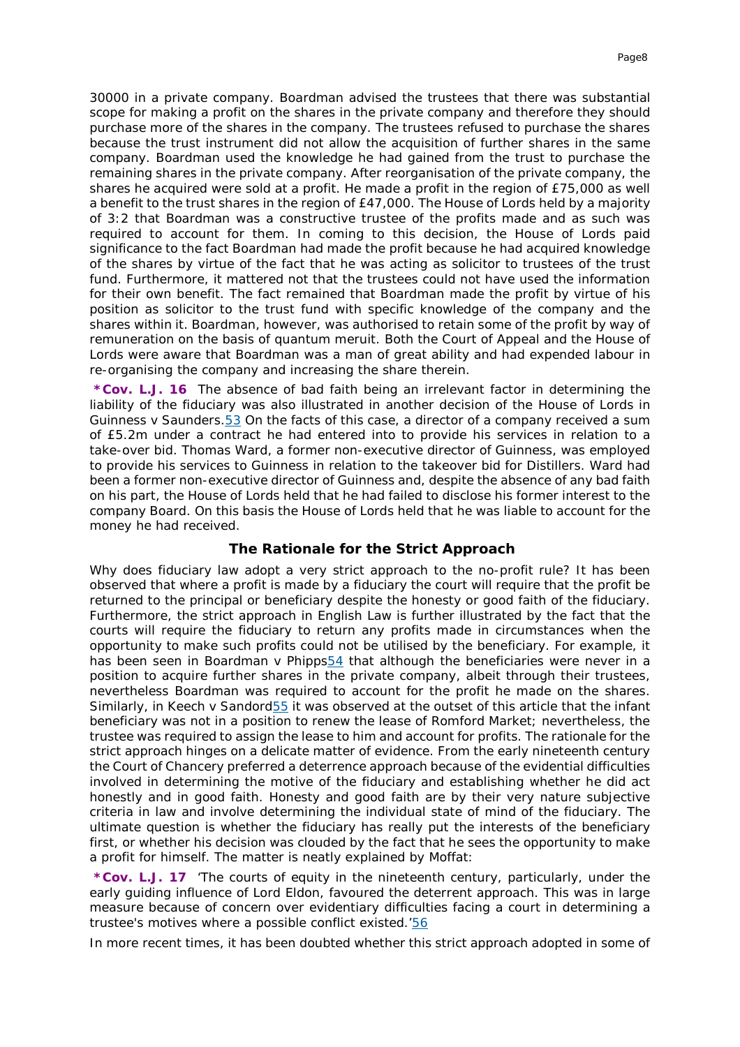30000 in a private company. Boardman advised the trustees that there was substantial scope for making a profit on the shares in the private company and therefore they should purchase more of the shares in the company. The trustees refused to purchase the shares because the trust instrument did not allow the acquisition of further shares in the same company. Boardman used the knowledge he had gained from the trust to purchase the remaining shares in the private company. After reorganisation of the private company, the shares he acquired were sold at a profit. He made a profit in the region of £75,000 as well a benefit to the trust shares in the region of £47,000. The House of Lords held by a majority of 3:2 that Boardman was a constructive trustee of the profits made and as such was required to account for them. In coming to this decision, the House of Lords paid significance to the fact Boardman had made the profit because he had acquired knowledge of the shares by virtue of the fact that he was acting as solicitor to trustees of the trust fund. Furthermore, it mattered not that the trustees could not have used the information for their own benefit. The fact remained that Boardman made the profit by virtue of his position as solicitor to the trust fund with specific knowledge of the company and the shares within it. Boardman, however, was authorised to retain some of the profit by way of remuneration on the basis of quantum meruit. Both the Court of Appeal and the House of Lords were aware that Boardman was a man of great ability and had expended labour in re-organising the company and increasing the share therein.

**\*Cov. L.J. 16** The absence of bad faith being an irrelevant factor in determining the liability of the fiduciary was also illustrated in another decision of the House of Lords in Guinness v Saunders.53 On the facts of this case, a director of a company received a sum of £5.2m under a contract he had entered into to provide his services in relation to a take-over bid. Thomas Ward, a former non-executive director of Guinness, was employed to provide his services to Guinness in relation to the takeover bid for Distillers. Ward had been a former non-executive director of Guinness and, despite the absence of any bad faith on his part, the House of Lords held that he had failed to disclose his former interest to the company Board. On this basis the House of Lords held that he was liable to account for the money he had received.

### The Rationale for the Strict Approach

Why does fiduciary law adopt a very strict approach to the no-profit rule? It has been observed that where a profit is made by a fiduciary the court will require that the profit be returned to the principal or beneficiary despite the honesty or good faith of the fiduciary. Furthermore, the strict approach in English Law is further illustrated by the fact that the courts will require the fiduciary to return any profits made in circumstances when the opportunity to make such profits could not be utilised by the beneficiary. For example, it has been seen in Boardman v Phipps54 that although the beneficiaries were never in a position to acquire further shares in the private company, albeit through their trustees, nevertheless Boardman was required to account for the profit he made on the shares. Similarly, in Keech v Sandord55 it was observed at the outset of this article that the infant beneficiary was not in a position to renew the lease of Romford Market; nevertheless, the trustee was required to assign the lease to him and account for profits. The rationale for the strict approach hinges on a delicate matter of evidence. From the early nineteenth century the Court of Chancery preferred a deterrence approach because of the evidential difficulties involved in determining the motive of the fiduciary and establishing whether he did act honestly and in good faith. Honesty and good faith are by their very nature subjective criteria in law and involve determining the individual state of mind of the fiduciary. The ultimate question is whether the fiduciary has really put the interests of the beneficiary first, or whether his decision was clouded by the fact that he sees the opportunity to make a profit for himself. The matter is neatly explained by Moffat:

**\*Cov. L.J. 17** 'The courts of equity in the nineteenth century, particularly, under the early guiding influence of Lord Eldon, favoured the deterrent approach. This was in large measure because of concern over evidentiary difficulties facing a court in determining a trustee's motives where a possible conflict existed.'56

In more recent times, it has been doubted whether this strict approach adopted in some of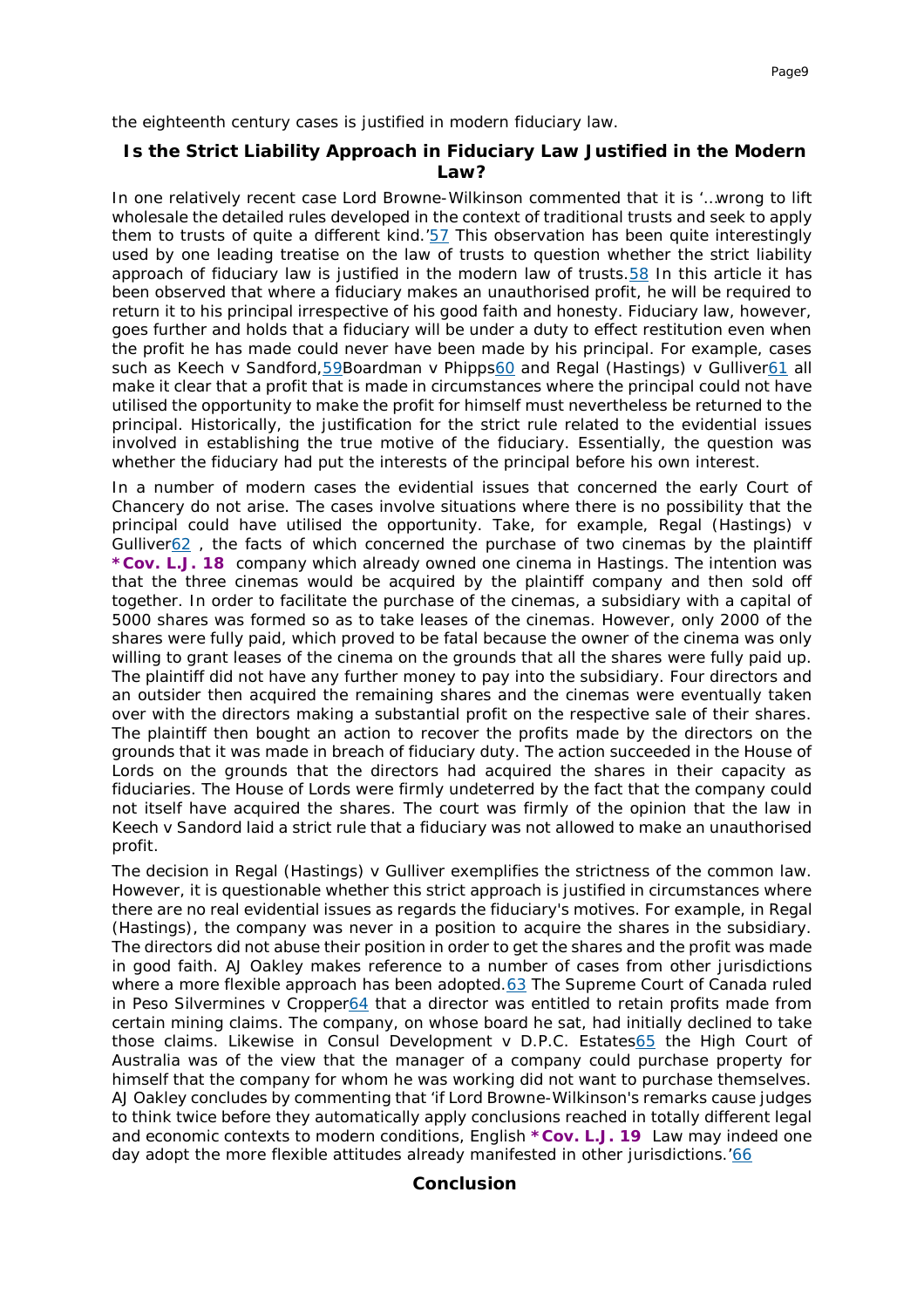the eighteenth century cases is justified in modern fiduciary law.

## Is the Strict Liability Approach in Fiduciary Law Justified in the Modern Law?

In one relatively recent case Lord Browne-Wilkinson commented that it is '…wrong to lift wholesale the detailed rules developed in the context of traditional trusts and seek to apply them to trusts of quite a different kind.'[57] This observation has been quite interestingly used by one leading treatise on the law of trusts to question whether the strict liability approach of fiduciary law is justified in the modern law of trusts.[58] In this article it has been observed that where a fiduciary makes an unauthorised profit, he will be required to return it to his principal irrespective of his good faith and honesty. Fiduciary law, however, goes further and holds that a fiduciary will be under a duty to effect restitution even when the profit he has made could never have been made by his principal. For example, cases such as Keech v Sandford,[59]Boardman v Phipps[60] and Regal (Hastings) v Gulliver[61] all make it clear that a profit that is made in circumstances where the principal could not have utilised the opportunity to make the profit for himself must nevertheless be returned to the principal. Historically, the justification for the strict rule related to the evidential issues involved in establishing the true motive of the fiduciary. Essentially, the question was whether the fiduciary had put the interests of the principal before his own interest.

In a number of modern cases the evidential issues that concerned the early Court of Chancery do not arise. The cases involve situations where there is no possibility that the principal could have utilised the opportunity. Take, for example, Regal (Hastings) v Gulliver[62] , the facts of which concerned the purchase of two cinemas by the plaintiff **\*Cov. L.J. 18** company which already owned one cinema in Hastings. The intention was that the three cinemas would be acquired by the plaintiff company and then sold off together. In order to facilitate the purchase of the cinemas, a subsidiary with a capital of 5000 shares was formed so as to take leases of the cinemas. However, only 2000 of the shares were fully paid, which proved to be fatal because the owner of the cinema was only willing to grant leases of the cinema on the grounds that all the shares were fully paid up. The plaintiff did not have any further money to pay into the subsidiary. Four directors and an outsider then acquired the remaining shares and the cinemas were eventually taken over with the directors making a substantial profit on the respective sale of their shares. The plaintiff then bought an action to recover the profits made by the directors on the grounds that it was made in breach of fiduciary duty. The action succeeded in the House of Lords on the grounds that the directors had acquired the shares in their capacity as fiduciaries. The House of Lords were firmly undeterred by the fact that the company could not itself have acquired the shares. The court was firmly of the opinion that the law in Keech v Sandord laid a strict rule that a fiduciary was not allowed to make an unauthorised profit.

The decision in Regal (Hastings) v Gulliver exemplifies the strictness of the common law. However, it is questionable whether this strict approach is justified in circumstances where there are no real evidential issues as regards the fiduciary's motives. For example, in Regal (Hastings), the company was never in a position to acquire the shares in the subsidiary. The directors did not abuse their position in order to get the shares and the profit was made in good faith. AJ Oakley makes reference to a number of cases from other jurisdictions where a more flexible approach has been adopted.[63] The Supreme Court of Canada ruled in Peso Silvermines v Cropper[64] that a director was entitled to retain profits made from certain mining claims. The company, on whose board he sat, had initially declined to take those claims. Likewise in Consul Development v D.P.C. Estates[65] the High Court of Australia was of the view that the manager of a company could purchase property for himself that the company for whom he was working did not want to purchase themselves. AJ Oakley concludes by commenting that 'if Lord Browne-Wilkinson's remarks cause judges to think twice before they automatically apply conclusions reached in totally different legal and economic contexts to modern conditions, English **\*Cov. L.J. 19** Law may indeed one day adopt the more flexible attitudes already manifested in other jurisdictions.'[66]

## Conclusion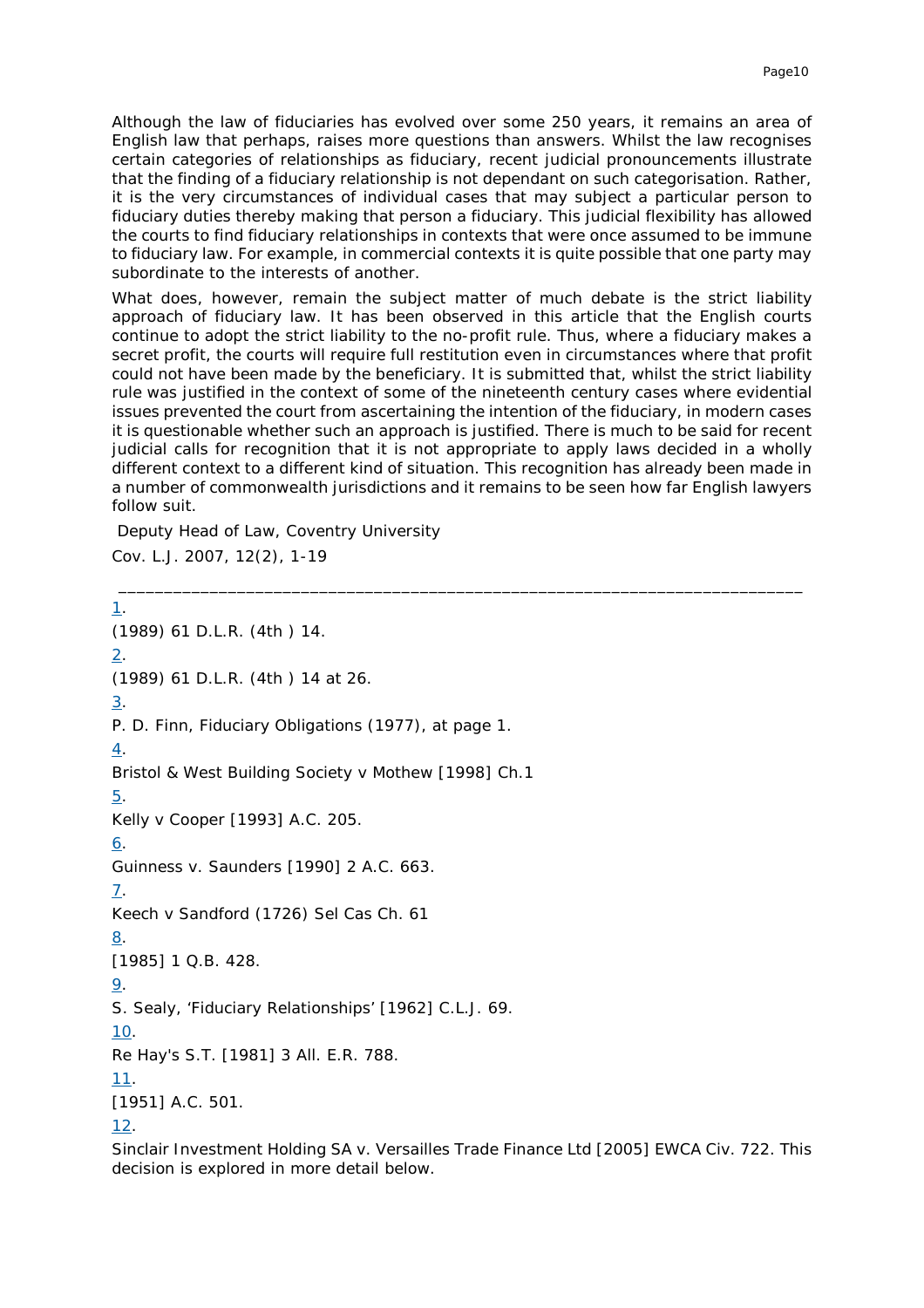Although the law of fiduciaries has evolved over some 250 years, it remains an area of English law that perhaps, raises more questions than answers. Whilst the law recognises certain categories of relationships as fiduciary, recent judicial pronouncements illustrate that the finding of a fiduciary relationship is not dependant on such categorisation. Rather, it is the very circumstances of individual cases that may subject a particular person to fiduciary duties thereby making that person a fiduciary. This judicial flexibility has allowed the courts to find fiduciary relationships in contexts that were once assumed to be immune to fiduciary law. For example, in commercial contexts it is quite possible that one party may subordinate to the interests of another.

What does, however, remain the subject matter of much debate is the strict liability approach of fiduciary law. It has been observed in this article that the English courts continue to adopt the strict liability to the no-profit rule. Thus, where a fiduciary makes a secret profit, the courts will require full restitution even in circumstances where that profit could not have been made by the beneficiary. It is submitted that, whilst the strict liability rule was justified in the context of some of the nineteenth century cases where evidential issues prevented the court from ascertaining the intention of the fiduciary, in modern cases it is questionable whether such an approach is justified. There is much to be said for recent judicial calls for recognition that it is not appropriate to apply laws decided in a wholly different context to a different kind of situation. This recognition has already been made in a number of commonwealth jurisdictions and it remains to be seen how far English lawyers follow suit.

Deputy Head of Law, Coventry University

Cov. L.J. 2007, 12(2), 1-19

---

1.

(1989) 61 D.L.R. (4th ) 14.

2.

(1989) 61 D.L.R. (4th ) 14 at 26.

3.

P. D. Finn, Fiduciary Obligations (1977), at page 1.

4.

Bristol & West Building Society v Mothew [1998] Ch.1

5.

Kelly v Cooper [1993] A.C. 205.

6.

Guinness v. Saunders [1990] 2 A.C. 663.

7.

Keech v Sandford (1726) Sel Cas Ch. 61

8.

[1985] 1 Q.B. 428.

9.

S. Sealy, 'Fiduciary Relationships' [1962] C.L.J. 69.

10.

Re Hay's S.T. [1981] 3 All. E.R. 788.

11.

[1951] A.C. 501.

12.

Sinclair Investment Holding SA v. Versailles Trade Finance Ltd [2005] EWCA Civ. 722. This decision is explored in more detail below.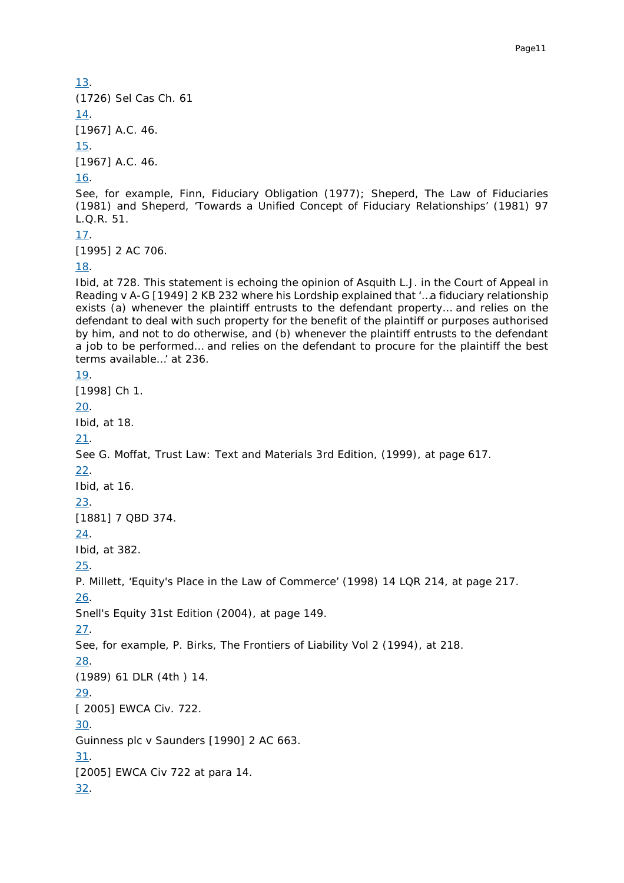13.

(1726) Sel Cas Ch. 61

14.

[1967] A.C. 46.

15.

[1967] A.C. 46.

16.

See, for example, Finn, Fiduciary Obligation (1977); Sheperd, The Law of Fiduciaries (1981) and Sheperd, 'Towards a Unified Concept of Fiduciary Relationships' (1981) 97 L.Q.R. 51.

17.

[1995] 2 AC 706.

18.

Ibid, at 728. This statement is echoing the opinion of Asquith L.J. in the Court of Appeal in Reading v A-G [1949] 2 KB 232 where his Lordship explained that '…a fiduciary relationship exists (a) whenever the plaintiff entrusts to the defendant property… and relies on the defendant to deal with such property for the benefit of the plaintiff or purposes authorised by him, and not to do otherwise, and (b) whenever the plaintiff entrusts to the defendant a job to be performed… and relies on the defendant to procure for the plaintiff the best terms available…' at 236.

19.

[1998] Ch 1.

20.

Ibid, at 18.

21.

See G. Moffat, Trust Law: Text and Materials 3rd Edition, (1999), at page 617.

22.

Ibid, at 16.

23.

[1881] 7 QBD 374.

24.

Ibid, at 382.

25.

P. Millett, 'Equity's Place in the Law of Commerce' (1998) 14 LQR 214, at page 217.

26.

Snell's Equity 31st Edition (2004), at page 149.

27.

See, for example, P. Birks, The Frontiers of Liability Vol 2 (1994), at 218.

28.

(1989) 61 DLR (4th ) 14.

29.

[ 2005] EWCA Civ. 722.

30.

Guinness plc v Saunders [1990] 2 AC 663.

31.

[2005] EWCA Civ 722 at para 14.

32.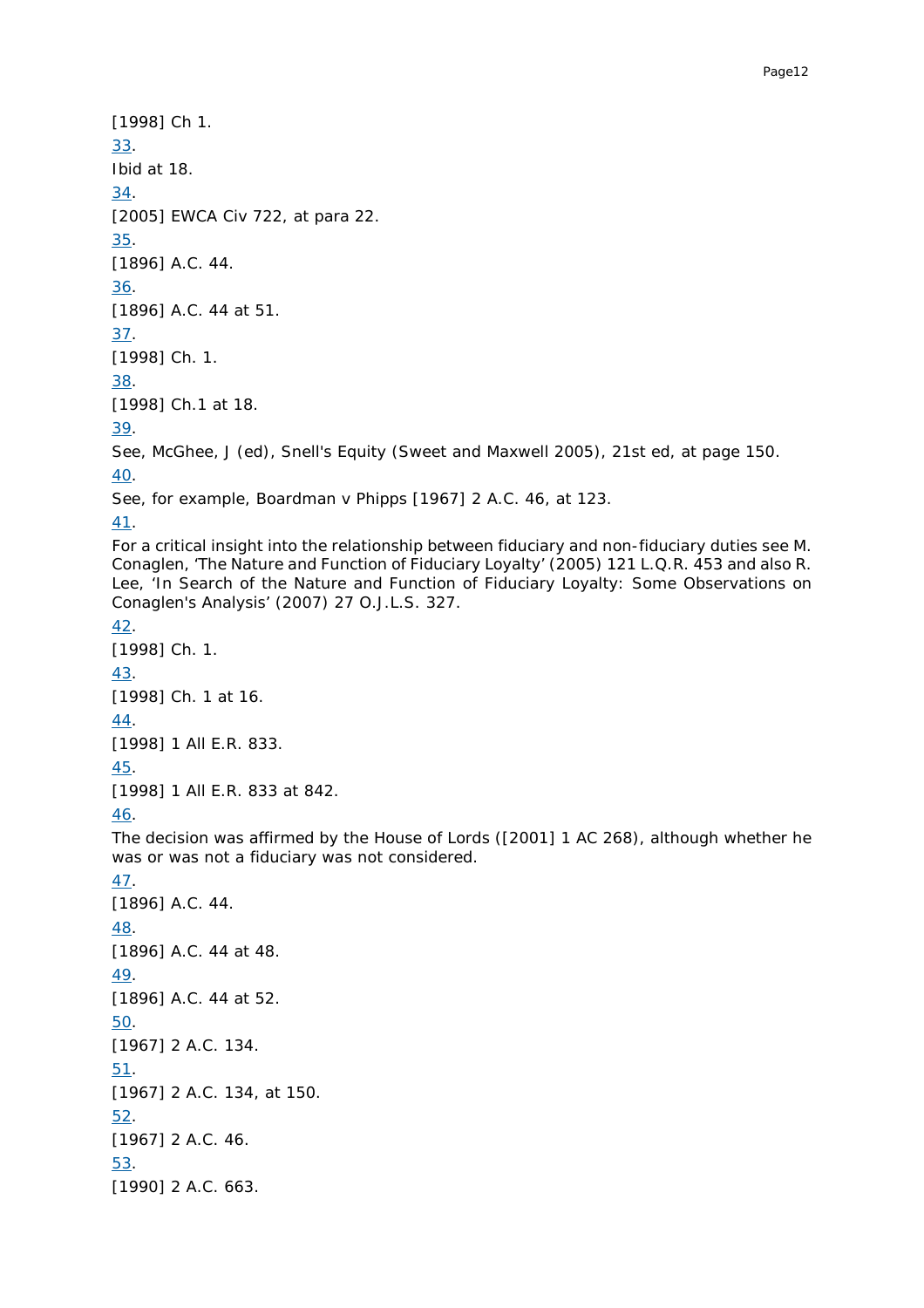[1998] Ch 1.

33.

Ibid at 18.

34.

[2005] EWCA Civ 722, at para 22.

35.

[1896] A.C. 44.

36.

[1896] A.C. 44 at 51.

37.

[1998] Ch. 1.

38.

[1998] Ch.1 at 18.

39.

See, McGhee, J (ed), Snell's Equity (Sweet and Maxwell 2005), 21st ed, at page 150.

40.

See, for example, Boardman v Phipps [1967] 2 A.C. 46, at 123.

41.

For a critical insight into the relationship between fiduciary and non-fiduciary duties see M. Conaglen, 'The Nature and Function of Fiduciary Loyalty' (2005) 121 L.Q.R. 453 and also R. Lee, 'In Search of the Nature and Function of Fiduciary Loyalty: Some Observations on Conaglen's Analysis' (2007) 27 O.J.L.S. 327.

42.

[1998] Ch. 1.

43.

[1998] Ch. 1 at 16.

44.

[1998] 1 All E.R. 833.

45.

[1998] 1 All E.R. 833 at 842.

46.

The decision was affirmed by the House of Lords ([2001] 1 AC 268), although whether he was or was not a fiduciary was not considered.

47.

[1896] A.C. 44.

48.

[1896] A.C. 44 at 48.

49.

[1896] A.C. 44 at 52.

50.

[1967] 2 A.C. 134.

51.

[1967] 2 A.C. 134, at 150.

52.

[1967] 2 A.C. 46.

53.

[1990] 2 A.C. 663.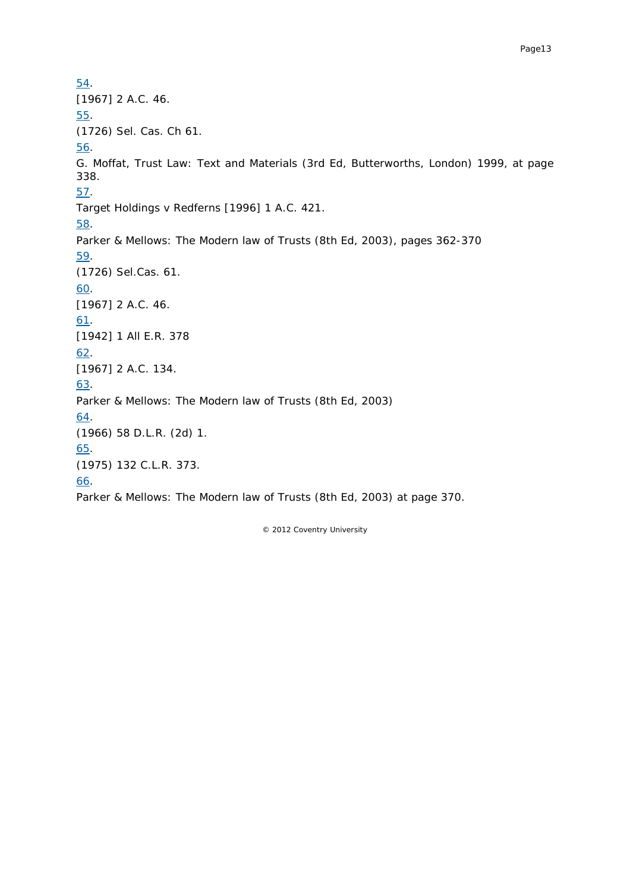54.

[1967] 2 A.C. 46.

55.

(1726) Sel. Cas. Ch 61.

56.

G. Moffat, Trust Law: Text and Materials (3rd Ed, Butterworths, London) 1999, at page 338.

57.

Target Holdings v Redferns [1996] 1 A.C. 421.

58.

Parker & Mellows: The Modern law of Trusts (8th Ed, 2003), pages 362-370

59.

(1726) Sel.Cas. 61.

60.

[1967] 2 A.C. 46.

61.

[1942] 1 All E.R. 378

62.

[1967] 2 A.C. 134.

63.

Parker & Mellows: The Modern law of Trusts (8th Ed, 2003)

64.

(1966) 58 D.L.R. (2d) 1.

65.

(1975) 132 C.L.R. 373.

66.

Parker & Mellows: The Modern law of Trusts (8th Ed, 2003) at page 370.

© 2012 Coventry University